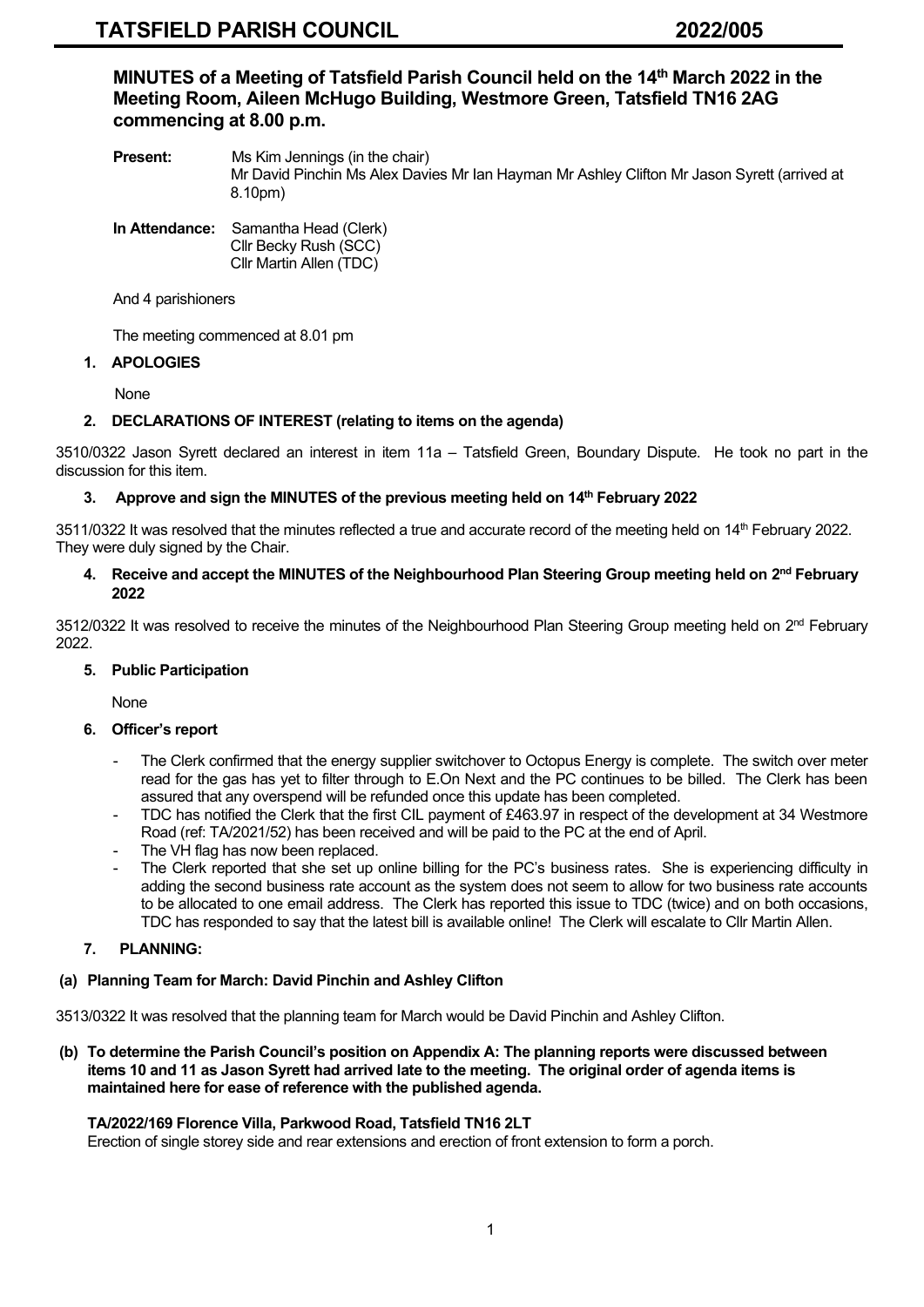# TATSFIELD PARISH COUNCIL 2022/005

**MINUTES of a Meeting of Tatsfield Parish Council held on the 14th March 2022 in the Meeting Room, Aileen McHugo Building, Westmore Green, Tatsfield TN16 2AG commencing at 8.00 p.m.**

**Present:** Ms Kim Jennings (in the chair)
Mr David Pinchin Ms Alex Davies Mr Ian Hayman Mr Ashley Clifton Mr Jason Syrett (arrived at 8.10pm)

**In Attendance:** Samantha Head (Clerk)
Cllr Becky Rush (SCC)
Cllr Martin Allen (TDC)

And 4 parishioners

The meeting commenced at 8.01 pm

## 1. APOLOGIES

None

## 2. DECLARATIONS OF INTEREST (relating to items on the agenda)

3510/0322 Jason Syrett declared an interest in item 11a – Tatsfield Green, Boundary Dispute. He took no part in the discussion for this item.

## 3. Approve and sign the MINUTES of the previous meeting held on 14th February 2022

3511/0322 It was resolved that the minutes reflected a true and accurate record of the meeting held on 14th February 2022. They were duly signed by the Chair.

## 4. Receive and accept the MINUTES of the Neighbourhood Plan Steering Group meeting held on 2nd February 2022

3512/0322 It was resolved to receive the minutes of the Neighbourhood Plan Steering Group meeting held on 2nd February 2022.

## 5. Public Participation

None

## 6. Officer's report

- The Clerk confirmed that the energy supplier switchover to Octopus Energy is complete. The switch over meter read for the gas has yet to filter through to E.On Next and the PC continues to be billed. The Clerk has been assured that any overspend will be refunded once this update has been completed.
- TDC has notified the Clerk that the first CIL payment of £463.97 in respect of the development at 34 Westmore Road (ref: TA/2021/52) has been received and will be paid to the PC at the end of April.
- The VH flag has now been replaced.
- The Clerk reported that she set up online billing for the PC's business rates. She is experiencing difficulty in adding the second business rate account as the system does not seem to allow for two business rate accounts to be allocated to one email address. The Clerk has reported this issue to TDC (twice) and on both occasions, TDC has responded to say that the latest bill is available online! The Clerk will escalate to Cllr Martin Allen.

## 7. PLANNING:

### (a) Planning Team for March: David Pinchin and Ashley Clifton

3513/0322 It was resolved that the planning team for March would be David Pinchin and Ashley Clifton.

### (b) To determine the Parish Council's position on Appendix A: The planning reports were discussed between items 10 and 11 as Jason Syrett had arrived late to the meeting. The original order of agenda items is maintained here for ease of reference with the published agenda.

**TA/2022/169 Florence Villa, Parkwood Road, Tatsfield TN16 2LT**
Erection of single storey side and rear extensions and erection of front extension to form a porch.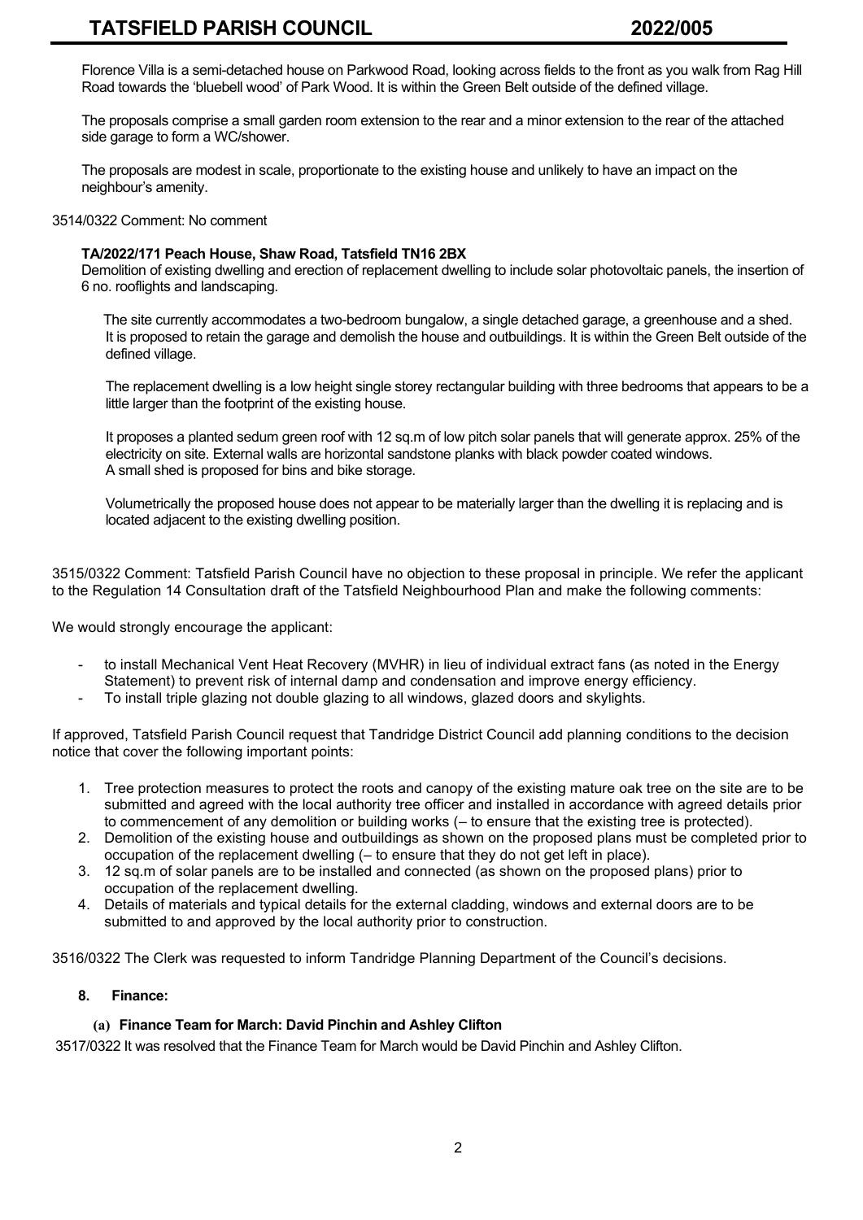Florence Villa is a semi-detached house on Parkwood Road, looking across fields to the front as you walk from Rag Hill Road towards the 'bluebell wood' of Park Wood. It is within the Green Belt outside of the defined village.

The proposals comprise a small garden room extension to the rear and a minor extension to the rear of the attached side garage to form a WC/shower.

The proposals are modest in scale, proportionate to the existing house and unlikely to have an impact on the neighbour's amenity.

3514/0322 Comment: No comment

**TA/2022/171 Peach House, Shaw Road, Tatsfield TN16 2BX**
Demolition of existing dwelling and erection of replacement dwelling to include solar photovoltaic panels, the insertion of 6 no. rooflights and landscaping.

The site currently accommodates a two-bedroom bungalow, a single detached garage, a greenhouse and a shed. It is proposed to retain the garage and demolish the house and outbuildings. It is within the Green Belt outside of the defined village.

The replacement dwelling is a low height single storey rectangular building with three bedrooms that appears to be a little larger than the footprint of the existing house.

It proposes a planted sedum green roof with 12 sq.m of low pitch solar panels that will generate approx. 25% of the electricity on site. External walls are horizontal sandstone planks with black powder coated windows. A small shed is proposed for bins and bike storage.

Volumetrically the proposed house does not appear to be materially larger than the dwelling it is replacing and is located adjacent to the existing dwelling position.

3515/0322 Comment: Tatsfield Parish Council have no objection to these proposal in principle. We refer the applicant to the Regulation 14 Consultation draft of the Tatsfield Neighbourhood Plan and make the following comments:

We would strongly encourage the applicant:

- to install Mechanical Vent Heat Recovery (MVHR) in lieu of individual extract fans (as noted in the Energy Statement) to prevent risk of internal damp and condensation and improve energy efficiency.
- To install triple glazing not double glazing to all windows, glazed doors and skylights.

If approved, Tatsfield Parish Council request that Tandridge District Council add planning conditions to the decision notice that cover the following important points:

1. Tree protection measures to protect the roots and canopy of the existing mature oak tree on the site are to be submitted and agreed with the local authority tree officer and installed in accordance with agreed details prior to commencement of any demolition or building works (– to ensure that the existing tree is protected).
2. Demolition of the existing house and outbuildings as shown on the proposed plans must be completed prior to occupation of the replacement dwelling (– to ensure that they do not get left in place).
3. 12 sq.m of solar panels are to be installed and connected (as shown on the proposed plans) prior to occupation of the replacement dwelling.
4. Details of materials and typical details for the external cladding, windows and external doors are to be submitted to and approved by the local authority prior to construction.

3516/0322 The Clerk was requested to inform Tandridge Planning Department of the Council's decisions.

**8. Finance:**

**(a) Finance Team for March: David Pinchin and Ashley Clifton**

3517/0322 It was resolved that the Finance Team for March would be David Pinchin and Ashley Clifton.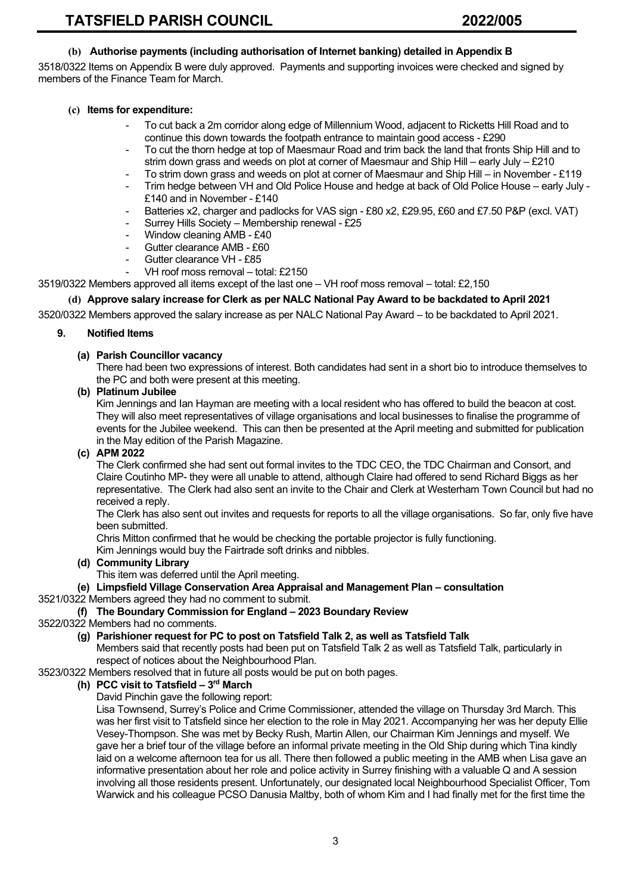#### (b) Authorise payments (including authorisation of Internet banking) detailed in Appendix B

3518/0322 Items on Appendix B were duly approved. Payments and supporting invoices were checked and signed by members of the Finance Team for March.

#### (c) Items for expenditure:

- To cut back a 2m corridor along edge of Millennium Wood, adjacent to Ricketts Hill Road and to continue this down towards the footpath entrance to maintain good access - £290
- To cut the thorn hedge at top of Maesmaur Road and trim back the land that fronts Ship Hill and to strim down grass and weeds on plot at corner of Maesmaur and Ship Hill – early July – £210
- To strim down grass and weeds on plot at corner of Maesmaur and Ship Hill – in November - £119
- Trim hedge between VH and Old Police House and hedge at back of Old Police House – early July - £140 and in November - £140
- Batteries x2, charger and padlocks for VAS sign - £80 x2, £29.95, £60 and £7.50 P&P (excl. VAT)
- Surrey Hills Society – Membership renewal - £25
- Window cleaning AMB - £40
- Gutter clearance AMB - £60
- Gutter clearance VH - £85
- VH roof moss removal – total: £2150

3519/0322 Members approved all items except of the last one – VH roof moss removal – total: £2,150

#### (d) Approve salary increase for Clerk as per NALC National Pay Award to be backdated to April 2021

3520/0322 Members approved the salary increase as per NALC National Pay Award – to be backdated to April 2021.

### 9. Notified Items

#### (a) Parish Councillor vacancy

There had been two expressions of interest. Both candidates had sent in a short bio to introduce themselves to the PC and both were present at this meeting.

#### (b) Platinum Jubilee

Kim Jennings and Ian Hayman are meeting with a local resident who has offered to build the beacon at cost. They will also meet representatives of village organisations and local businesses to finalise the programme of events for the Jubilee weekend. This can then be presented at the April meeting and submitted for publication in the May edition of the Parish Magazine.

#### (c) APM 2022

The Clerk confirmed she had sent out formal invites to the TDC CEO, the TDC Chairman and Consort, and Claire Coutinho MP- they were all unable to attend, although Claire had offered to send Richard Biggs as her representative. The Clerk had also sent an invite to the Chair and Clerk at Westerham Town Council but had no received a reply.

The Clerk has also sent out invites and requests for reports to all the village organisations. So far, only five have been submitted.

Chris Mitton confirmed that he would be checking the portable projector is fully functioning.

Kim Jennings would buy the Fairtrade soft drinks and nibbles.

#### (d) Community Library

This item was deferred until the April meeting.

#### (e) Limpsfield Village Conservation Area Appraisal and Management Plan – consultation

3521/0322 Members agreed they had no comment to submit.

#### (f) The Boundary Commission for England – 2023 Boundary Review

3522/0322 Members had no comments.

#### (g) Parishioner request for PC to post on Tatsfield Talk 2, as well as Tatsfield Talk

Members said that recently posts had been put on Tatsfield Talk 2 as well as Tatsfield Talk, particularly in respect of notices about the Neighbourhood Plan.

3523/0322 Members resolved that in future all posts would be put on both pages.

#### (h) PCC visit to Tatsfield – 3rd March

David Pinchin gave the following report:

Lisa Townsend, Surrey's Police and Crime Commissioner, attended the village on Thursday 3rd March. This was her first visit to Tatsfield since her election to the role in May 2021. Accompanying her was her deputy Ellie Vesey-Thompson. She was met by Becky Rush, Martin Allen, our Chairman Kim Jennings and myself. We gave her a brief tour of the village before an informal private meeting in the Old Ship during which Tina kindly laid on a welcome afternoon tea for us all. There then followed a public meeting in the AMB when Lisa gave an informative presentation about her role and police activity in Surrey finishing with a valuable Q and A session involving all those residents present. Unfortunately, our designated local Neighbourhood Specialist Officer, Tom Warwick and his colleague PCSO Danusia Maltby, both of whom Kim and I had finally met for the first time the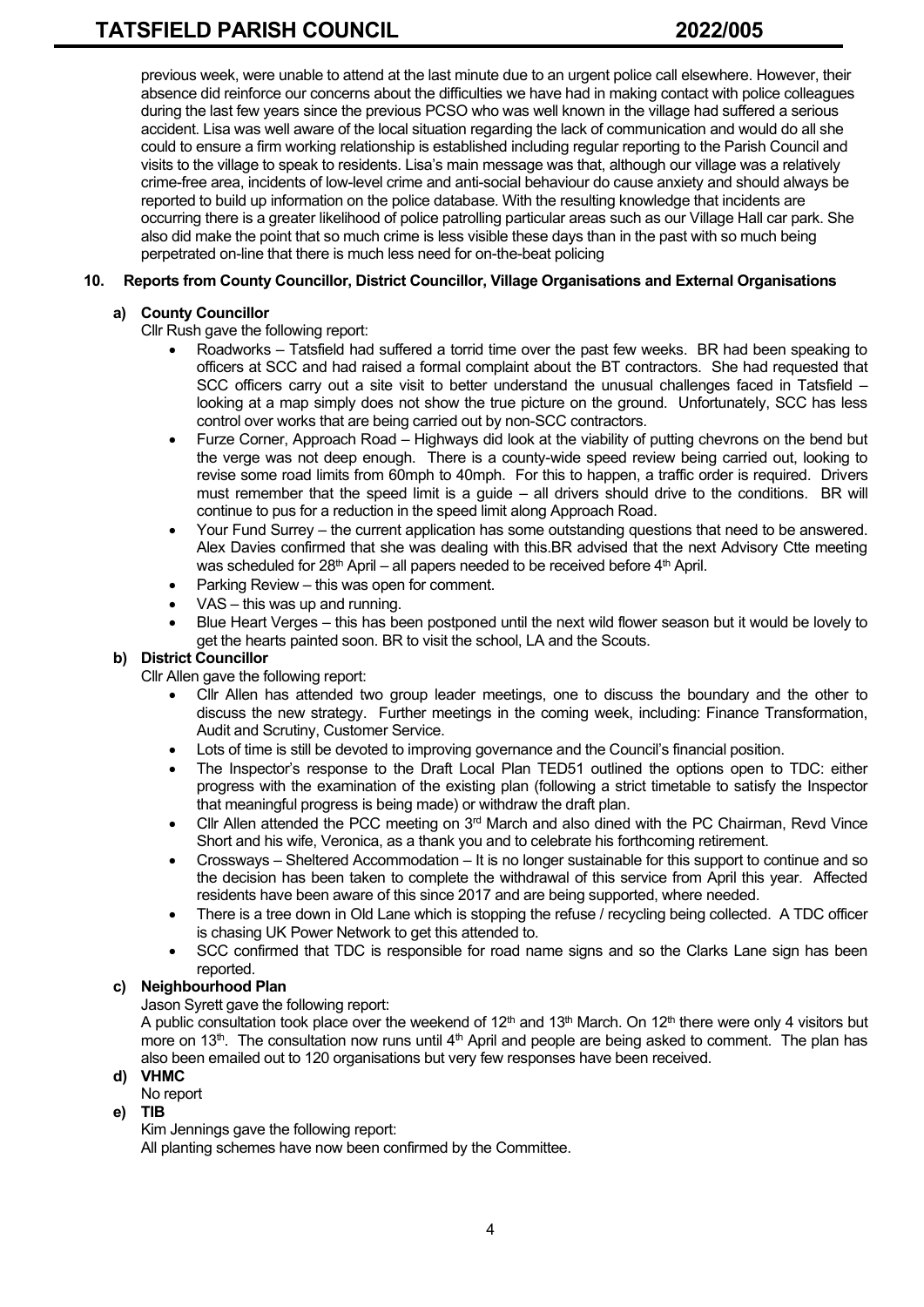previous week, were unable to attend at the last minute due to an urgent police call elsewhere. However, their absence did reinforce our concerns about the difficulties we have had in making contact with police colleagues during the last few years since the previous PCSO who was well known in the village had suffered a serious accident. Lisa was well aware of the local situation regarding the lack of communication and would do all she could to ensure a firm working relationship is established including regular reporting to the Parish Council and visits to the village to speak to residents. Lisa's main message was that, although our village was a relatively crime-free area, incidents of low-level crime and anti-social behaviour do cause anxiety and should always be reported to build up information on the police database. With the resulting knowledge that incidents are occurring there is a greater likelihood of police patrolling particular areas such as our Village Hall car park. She also did make the point that so much crime is less visible these days than in the past with so much being perpetrated on-line that there is much less need for on-the-beat policing

**10. Reports from County Councillor, District Councillor, Village Organisations and External Organisations**

**a) County Councillor**

Cllr Rush gave the following report:

- Roadworks – Tatsfield had suffered a torrid time over the past few weeks. BR had been speaking to officers at SCC and had raised a formal complaint about the BT contractors. She had requested that SCC officers carry out a site visit to better understand the unusual challenges faced in Tatsfield – looking at a map simply does not show the true picture on the ground. Unfortunately, SCC has less control over works that are being carried out by non-SCC contractors.
- Furze Corner, Approach Road – Highways did look at the viability of putting chevrons on the bend but the verge was not deep enough. There is a county-wide speed review being carried out, looking to revise some road limits from 60mph to 40mph. For this to happen, a traffic order is required. Drivers must remember that the speed limit is a guide – all drivers should drive to the conditions. BR will continue to pus for a reduction in the speed limit along Approach Road.
- Your Fund Surrey – the current application has some outstanding questions that need to be answered. Alex Davies confirmed that she was dealing with this.BR advised that the next Advisory Ctte meeting was scheduled for 28th April – all papers needed to be received before 4th April.
- Parking Review – this was open for comment.
- VAS – this was up and running.
- Blue Heart Verges – this has been postponed until the next wild flower season but it would be lovely to get the hearts painted soon. BR to visit the school, LA and the Scouts.

**b) District Councillor**

Cllr Allen gave the following report:

- Cllr Allen has attended two group leader meetings, one to discuss the boundary and the other to discuss the new strategy. Further meetings in the coming week, including: Finance Transformation, Audit and Scrutiny, Customer Service.
- Lots of time is still be devoted to improving governance and the Council's financial position.
- The Inspector's response to the Draft Local Plan TED51 outlined the options open to TDC: either progress with the examination of the existing plan (following a strict timetable to satisfy the Inspector that meaningful progress is being made) or withdraw the draft plan.
- Cllr Allen attended the PCC meeting on 3rd March and also dined with the PC Chairman, Revd Vince Short and his wife, Veronica, as a thank you and to celebrate his forthcoming retirement.
- Crossways – Sheltered Accommodation – It is no longer sustainable for this support to continue and so the decision has been taken to complete the withdrawal of this service from April this year. Affected residents have been aware of this since 2017 and are being supported, where needed.
- There is a tree down in Old Lane which is stopping the refuse / recycling being collected. A TDC officer is chasing UK Power Network to get this attended to.
- SCC confirmed that TDC is responsible for road name signs and so the Clarks Lane sign has been reported.

**c) Neighbourhood Plan**

Jason Syrett gave the following report:

A public consultation took place over the weekend of 12th and 13th March. On 12th there were only 4 visitors but more on 13th. The consultation now runs until 4th April and people are being asked to comment. The plan has also been emailed out to 120 organisations but very few responses have been received.

**d) VHMC**

No report

**e) TIB**

Kim Jennings gave the following report:

All planting schemes have now been confirmed by the Committee.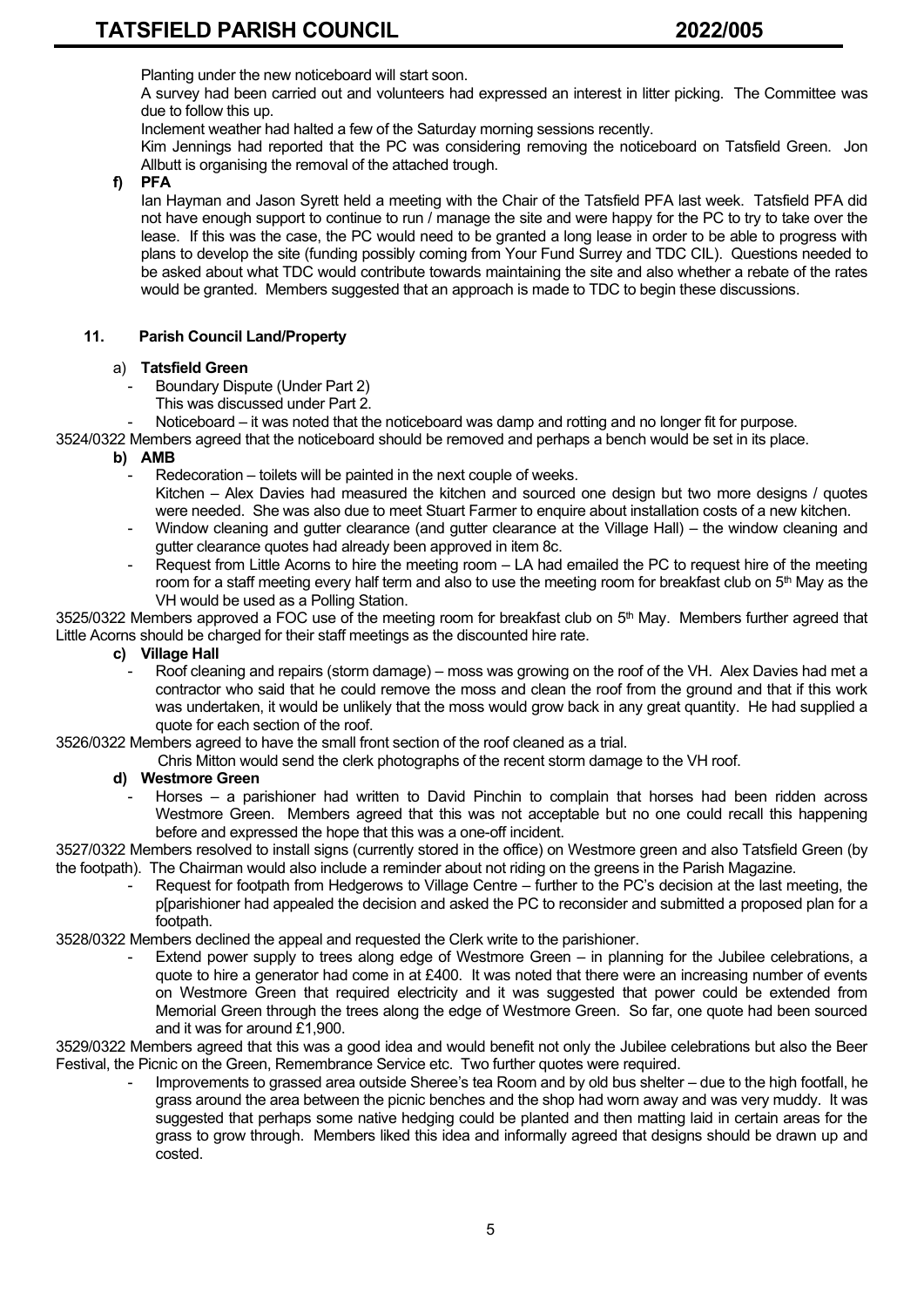Planting under the new noticeboard will start soon.

A survey had been carried out and volunteers had expressed an interest in litter picking. The Committee was due to follow this up.

Inclement weather had halted a few of the Saturday morning sessions recently.

Kim Jennings had reported that the PC was considering removing the noticeboard on Tatsfield Green. Jon Allbutt is organising the removal of the attached trough.

**f) PFA**

Ian Hayman and Jason Syrett held a meeting with the Chair of the Tatsfield PFA last week. Tatsfield PFA did not have enough support to continue to run / manage the site and were happy for the PC to try to take over the lease. If this was the case, the PC would need to be granted a long lease in order to be able to progress with plans to develop the site (funding possibly coming from Your Fund Surrey and TDC CIL). Questions needed to be asked about what TDC would contribute towards maintaining the site and also whether a rebate of the rates would be granted. Members suggested that an approach is made to TDC to begin these discussions.

**11. Parish Council Land/Property**

a) **Tatsfield Green**

- Boundary Dispute (Under Part 2)
  This was discussed under Part 2.
- Noticeboard – it was noted that the noticeboard was damp and rotting and no longer fit for purpose.

3524/0322 Members agreed that the noticeboard should be removed and perhaps a bench would be set in its place.

**b) AMB**

- Redecoration – toilets will be painted in the next couple of weeks.
  Kitchen – Alex Davies had measured the kitchen and sourced one design but two more designs / quotes were needed. She was also due to meet Stuart Farmer to enquire about installation costs of a new kitchen.
- Window cleaning and gutter clearance (and gutter clearance at the Village Hall) – the window cleaning and gutter clearance quotes had already been approved in item 8c.
- Request from Little Acorns to hire the meeting room – LA had emailed the PC to request hire of the meeting room for a staff meeting every half term and also to use the meeting room for breakfast club on 5th May as the VH would be used as a Polling Station.

3525/0322 Members approved a FOC use of the meeting room for breakfast club on 5th May. Members further agreed that Little Acorns should be charged for their staff meetings as the discounted hire rate.

**c) Village Hall**

- Roof cleaning and repairs (storm damage) – moss was growing on the roof of the VH. Alex Davies had met a contractor who said that he could remove the moss and clean the roof from the ground and that if this work was undertaken, it would be unlikely that the moss would grow back in any great quantity. He had supplied a quote for each section of the roof.

3526/0322 Members agreed to have the small front section of the roof cleaned as a trial.

Chris Mitton would send the clerk photographs of the recent storm damage to the VH roof.

**d) Westmore Green**

- Horses – a parishioner had written to David Pinchin to complain that horses had been ridden across Westmore Green. Members agreed that this was not acceptable but no one could recall this happening before and expressed the hope that this was a one-off incident.

3527/0322 Members resolved to install signs (currently stored in the office) on Westmore green and also Tatsfield Green (by the footpath). The Chairman would also include a reminder about not riding on the greens in the Parish Magazine.

- Request for footpath from Hedgerows to Village Centre – further to the PC's decision at the last meeting, the p[parishioner had appealed the decision and asked the PC to reconsider and submitted a proposed plan for a footpath.

3528/0322 Members declined the appeal and requested the Clerk write to the parishioner.

- Extend power supply to trees along edge of Westmore Green – in planning for the Jubilee celebrations, a quote to hire a generator had come in at £400. It was noted that there were an increasing number of events on Westmore Green that required electricity and it was suggested that power could be extended from Memorial Green through the trees along the edge of Westmore Green. So far, one quote had been sourced and it was for around £1,900.

3529/0322 Members agreed that this was a good idea and would benefit not only the Jubilee celebrations but also the Beer Festival, the Picnic on the Green, Remembrance Service etc. Two further quotes were required.

- Improvements to grassed area outside Sheree's tea Room and by old bus shelter – due to the high footfall, he grass around the area between the picnic benches and the shop had worn away and was very muddy. It was suggested that perhaps some native hedging could be planted and then matting laid in certain areas for the grass to grow through. Members liked this idea and informally agreed that designs should be drawn up and costed.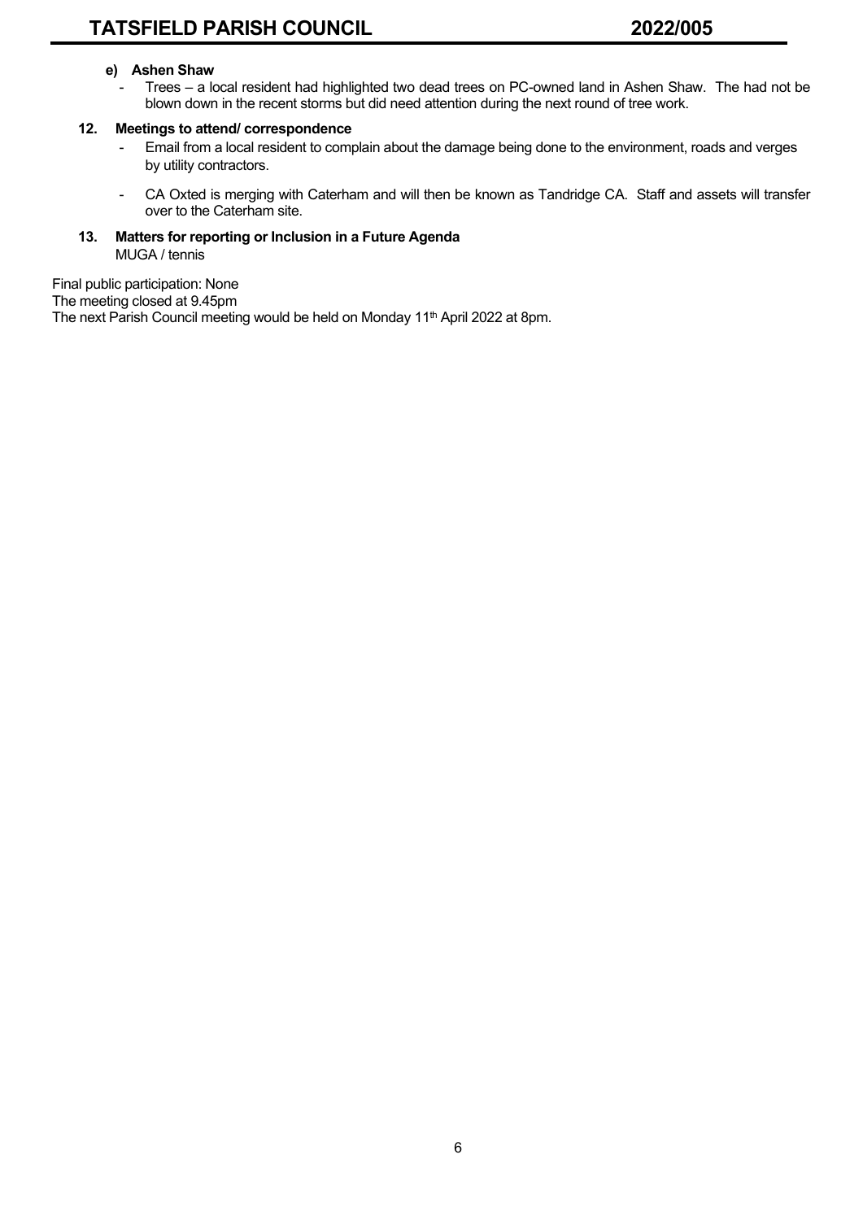**e) Ashen Shaw**

- Trees – a local resident had highlighted two dead trees on PC-owned land in Ashen Shaw. The had not be blown down in the recent storms but did need attention during the next round of tree work.

**12. Meetings to attend/ correspondence**

- Email from a local resident to complain about the damage being done to the environment, roads and verges by utility contractors.
- CA Oxted is merging with Caterham and will then be known as Tandridge CA. Staff and assets will transfer over to the Caterham site.

**13. Matters for reporting or Inclusion in a Future Agenda**

MUGA / tennis

Final public participation: None

The meeting closed at 9.45pm

The next Parish Council meeting would be held on Monday 11th April 2022 at 8pm.